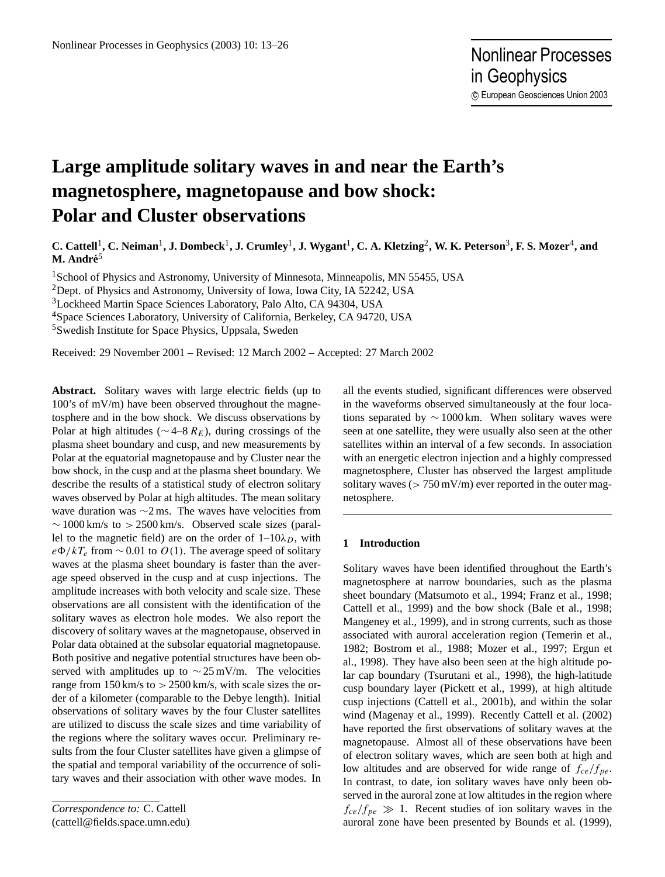// Large amplitude solitary waves in and near the Earth's magnetosphere, magnetopause and bow shock: Polar and Cluster observations

# Large amplitude solitary waves in and near the Earth's magnetosphere, magnetopause and bow shock: Polar and Cluster observations

**C. Cattell**[1], **C. Neiman**[1], **J. Dombeck**[1], **J. Crumley**[1], **J. Wygant**[1], **C. A. Kletzing**[2], **W. K. Peterson**[3], **F. S. Mozer**[4], **and M. André**[5]

[1]School of Physics and Astronomy, University of Minnesota, Minneapolis, MN 55455, USA
[2]Dept. of Physics and Astronomy, University of Iowa, Iowa City, IA 52242, USA
[3]Lockheed Martin Space Sciences Laboratory, Palo Alto, CA 94304, USA
[4]Space Sciences Laboratory, University of California, Berkeley, CA 94720, USA
[5]Swedish Institute for Space Physics, Uppsala, Sweden

Received: 29 November 2001 – Revised: 12 March 2002 – Accepted: 27 March 2002

**Abstract.** Solitary waves with large electric fields (up to 100's of mV/m) have been observed throughout the magnetosphere and in the bow shock. We discuss observations by Polar at high altitudes ($\sim$4–8 $R_E$), during crossings of the plasma sheet boundary and cusp, and new measurements by Polar at the equatorial magnetopause and by Cluster near the bow shock, in the cusp and at the plasma sheet boundary. We describe the results of a statistical study of electron solitary waves observed by Polar at high altitudes. The mean solitary wave duration was $\sim$2 ms. The waves have velocities from $\sim$1000 km/s to $>$2500 km/s. Observed scale sizes (parallel to the magnetic field) are on the order of 1–10$\lambda_D$, with $e\Phi/kT_e$ from $\sim$0.01 to $O(1)$. The average speed of solitary waves at the plasma sheet boundary is faster than the average speed observed in the cusp and at cusp injections. The amplitude increases with both velocity and scale size. These observations are all consistent with the identification of the solitary waves as electron hole modes. We also report the discovery of solitary waves at the magnetopause, observed in Polar data obtained at the subsolar equatorial magnetopause. Both positive and negative potential structures have been observed with amplitudes up to $\sim$25 mV/m. The velocities range from 150 km/s to $>$2500 km/s, with scale sizes the order of a kilometer (comparable to the Debye length). Initial observations of solitary waves by the four Cluster satellites are utilized to discuss the scale sizes and time variability of the regions where the solitary waves occur. Preliminary results from the four Cluster satellites have given a glimpse of the spatial and temporal variability of the occurrence of solitary waves and their association with other wave modes. In all the events studied, significant differences were observed in the waveforms observed simultaneously at the four locations separated by $\sim$1000 km. When solitary waves were seen at one satellite, they were usually also seen at the other satellites within an interval of a few seconds. In association with an energetic electron injection and a highly compressed magnetosphere, Cluster has observed the largest amplitude solitary waves ($>$750 mV/m) ever reported in the outer magnetosphere.

## 1 Introduction

Solitary waves have been identified throughout the Earth's magnetosphere at narrow boundaries, such as the plasma sheet boundary (Matsumoto et al., 1994; Franz et al., 1998; Cattell et al., 1999) and the bow shock (Bale et al., 1998; Mangeney et al., 1999), and in strong currents, such as those associated with auroral acceleration region (Temerin et al., 1982; Bostrom et al., 1988; Mozer et al., 1997; Ergun et al., 1998). They have also been seen at the high altitude polar cap boundary (Tsurutani et al., 1998), the high-latitude cusp boundary layer (Pickett et al., 1999), at high altitude cusp injections (Cattell et al., 2001b), and within the solar wind (Magenay et al., 1999). Recently Cattell et al. (2002) have reported the first observations of solitary waves at the magnetopause. Almost all of these observations have been of electron solitary waves, which are seen both at high and low altitudes and are observed for wide range of $f_{ce}/f_{pe}$. In contrast, to date, ion solitary waves have only been observed in the auroral zone at low altitudes in the region where $f_{ce}/f_{pe} \gg 1$. Recent studies of ion solitary waves in the auroral zone have been presented by Bounds et al. (1999),

*Correspondence to:* C. Cattell
(cattell@fields.space.umn.edu)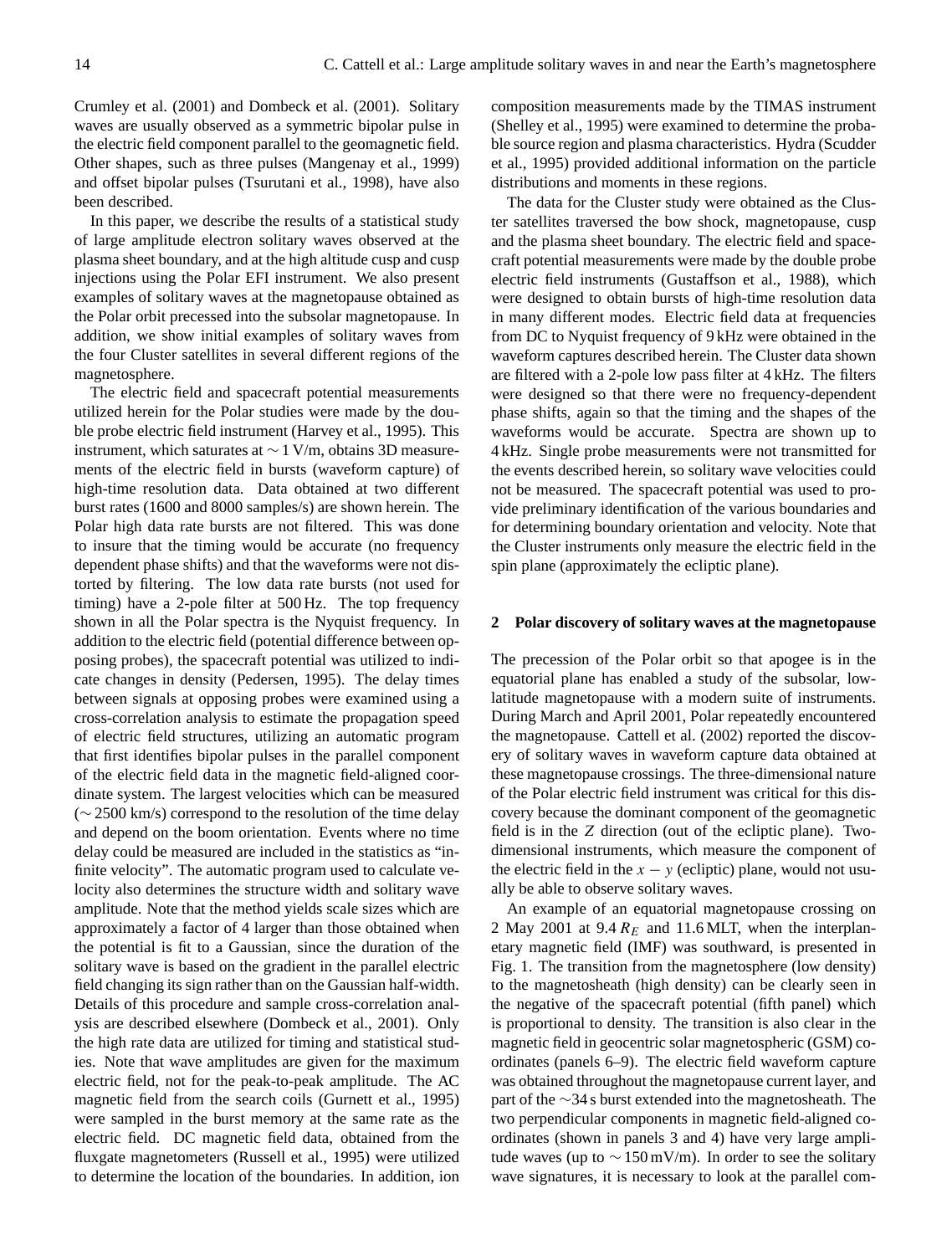Crumley et al. (2001) and Dombeck et al. (2001). Solitary waves are usually observed as a symmetric bipolar pulse in the electric field component parallel to the geomagnetic field. Other shapes, such as three pulses (Mangenay et al., 1999) and offset bipolar pulses (Tsurutani et al., 1998), have also been described.

In this paper, we describe the results of a statistical study of large amplitude electron solitary waves observed at the plasma sheet boundary, and at the high altitude cusp and cusp injections using the Polar EFI instrument. We also present examples of solitary waves at the magnetopause obtained as the Polar orbit precessed into the subsolar magnetopause. In addition, we show initial examples of solitary waves from the four Cluster satellites in several different regions of the magnetosphere.

The electric field and spacecraft potential measurements utilized herein for the Polar studies were made by the double probe electric field instrument (Harvey et al., 1995). This instrument, which saturates at $\sim 1$ V/m, obtains 3D measurements of the electric field in bursts (waveform capture) of high-time resolution data. Data obtained at two different burst rates (1600 and 8000 samples/s) are shown herein. The Polar high data rate bursts are not filtered. This was done to insure that the timing would be accurate (no frequency dependent phase shifts) and that the waveforms were not distorted by filtering. The low data rate bursts (not used for timing) have a 2-pole filter at 500 Hz. The top frequency shown in all the Polar spectra is the Nyquist frequency. In addition to the electric field (potential difference between opposing probes), the spacecraft potential was utilized to indicate changes in density (Pedersen, 1995). The delay times between signals at opposing probes were examined using a cross-correlation analysis to estimate the propagation speed of electric field structures, utilizing an automatic program that first identifies bipolar pulses in the parallel component of the electric field data in the magnetic field-aligned coordinate system. The largest velocities which can be measured ($\sim 2500$ km/s) correspond to the resolution of the time delay and depend on the boom orientation. Events where no time delay could be measured are included in the statistics as "infinite velocity". The automatic program used to calculate velocity also determines the structure width and solitary wave amplitude. Note that the method yields scale sizes which are approximately a factor of 4 larger than those obtained when the potential is fit to a Gaussian, since the duration of the solitary wave is based on the gradient in the parallel electric field changing its sign rather than on the Gaussian half-width. Details of this procedure and sample cross-correlation analysis are described elsewhere (Dombeck et al., 2001). Only the high rate data are utilized for timing and statistical studies. Note that wave amplitudes are given for the maximum electric field, not for the peak-to-peak amplitude. The AC magnetic field from the search coils (Gurnett et al., 1995) were sampled in the burst memory at the same rate as the electric field. DC magnetic field data, obtained from the fluxgate magnetometers (Russell et al., 1995) were utilized to determine the location of the boundaries. In addition, ion composition measurements made by the TIMAS instrument (Shelley et al., 1995) were examined to determine the probable source region and plasma characteristics. Hydra (Scudder et al., 1995) provided additional information on the particle distributions and moments in these regions.

The data for the Cluster study were obtained as the Cluster satellites traversed the bow shock, magnetopause, cusp and the plasma sheet boundary. The electric field and spacecraft potential measurements were made by the double probe electric field instruments (Gustaffson et al., 1988), which were designed to obtain bursts of high-time resolution data in many different modes. Electric field data at frequencies from DC to Nyquist frequency of 9 kHz were obtained in the waveform captures described herein. The Cluster data shown are filtered with a 2-pole low pass filter at 4 kHz. The filters were designed so that there were no frequency-dependent phase shifts, again so that the timing and the shapes of the waveforms would be accurate. Spectra are shown up to 4 kHz. Single probe measurements were not transmitted for the events described herein, so solitary wave velocities could not be measured. The spacecraft potential was used to provide preliminary identification of the various boundaries and for determining boundary orientation and velocity. Note that the Cluster instruments only measure the electric field in the spin plane (approximately the ecliptic plane).

## 2 Polar discovery of solitary waves at the magnetopause

The precession of the Polar orbit so that apogee is in the equatorial plane has enabled a study of the subsolar, low-latitude magnetopause with a modern suite of instruments. During March and April 2001, Polar repeatedly encountered the magnetopause. Cattell et al. (2002) reported the discovery of solitary waves in waveform capture data obtained at these magnetopause crossings. The three-dimensional nature of the Polar electric field instrument was critical for this discovery because the dominant component of the geomagnetic field is in the $Z$ direction (out of the ecliptic plane). Two-dimensional instruments, which measure the component of the electric field in the $x - y$ (ecliptic) plane, would not usually be able to observe solitary waves.

An example of an equatorial magnetopause crossing on 2 May 2001 at 9.4 $R_E$ and 11.6 MLT, when the interplanetary magnetic field (IMF) was southward, is presented in Fig. 1. The transition from the magnetosphere (low density) to the magnetosheath (high density) can be clearly seen in the negative of the spacecraft potential (fifth panel) which is proportional to density. The transition is also clear in the magnetic field in geocentric solar magnetospheric (GSM) coordinates (panels 6–9). The electric field waveform capture was obtained throughout the magnetopause current layer, and part of the $\sim$34 s burst extended into the magnetosheath. The two perpendicular components in magnetic field-aligned coordinates (shown in panels 3 and 4) have very large amplitude waves (up to $\sim 150$ mV/m). In order to see the solitary wave signatures, it is necessary to look at the parallel com-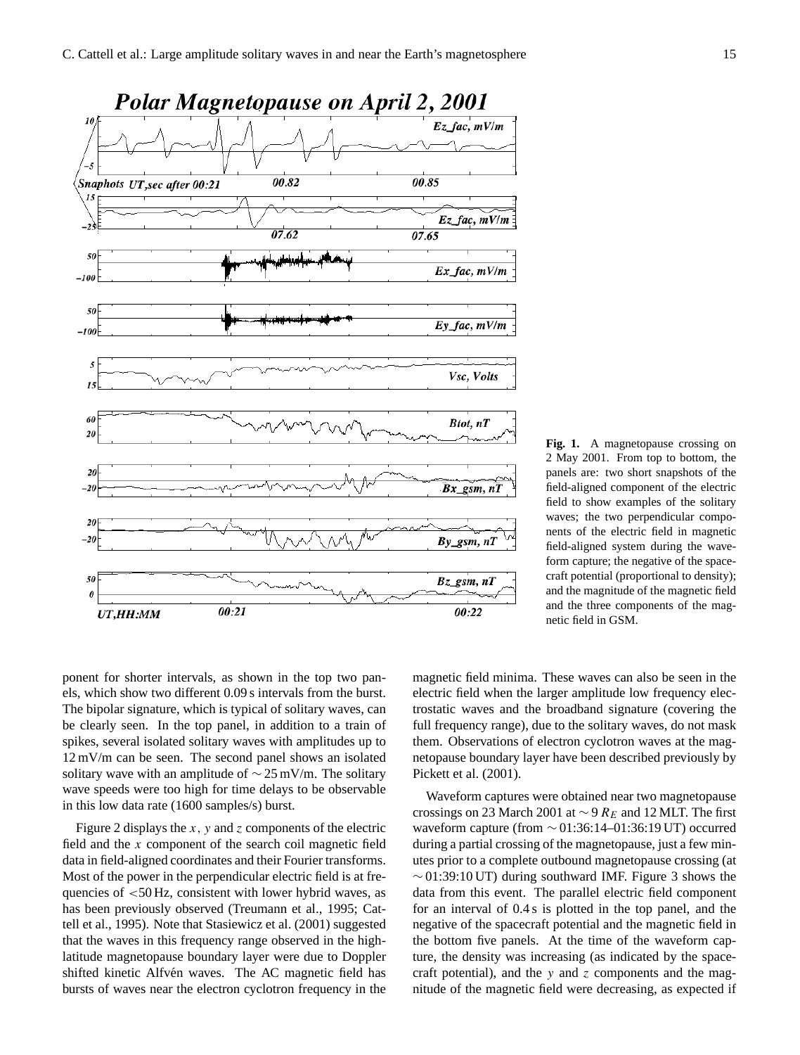**Fig. 1.** A magnetopause crossing on 2 May 2001. From top to bottom, the panels are: two short snapshots of the field-aligned component of the electric field to show examples of the solitary waves; the two perpendicular components of the electric field in magnetic field-aligned system during the waveform capture; the negative of the spacecraft potential (proportional to density); and the magnitude of the magnetic field and the three components of the magnetic field in GSM.

ponent for shorter intervals, as shown in the top two panels, which show two different 0.09 s intervals from the burst. The bipolar signature, which is typical of solitary waves, can be clearly seen. In the top panel, in addition to a train of spikes, several isolated solitary waves with amplitudes up to 12 mV/m can be seen. The second panel shows an isolated solitary wave with an amplitude of $\sim 25$ mV/m. The solitary wave speeds were too high for time delays to be observable in this low data rate (1600 samples/s) burst.

Figure 2 displays the $x$, $y$ and $z$ components of the electric field and the $x$ component of the search coil magnetic field data in field-aligned coordinates and their Fourier transforms. Most of the power in the perpendicular electric field is at frequencies of $<50$ Hz, consistent with lower hybrid waves, as has been previously observed (Treumann et al., 1995; Cattell et al., 1995). Note that Stasiewicz et al. (2001) suggested that the waves in this frequency range observed in the high-latitude magnetopause boundary layer were due to Doppler shifted kinetic Alfvén waves. The AC magnetic field has bursts of waves near the electron cyclotron frequency in the magnetic field minima. These waves can also be seen in the electric field when the larger amplitude low frequency electrostatic waves and the broadband signature (covering the full frequency range), due to the solitary waves, do not mask them. Observations of electron cyclotron waves at the magnetopause boundary layer have been described previously by Pickett et al. (2001).

Waveform captures were obtained near two magnetopause crossings on 23 March 2001 at $\sim 9\,R_E$ and 12 MLT. The first waveform capture (from $\sim$ 01:36:14–01:36:19 UT) occurred during a partial crossing of the magnetopause, just a few minutes prior to a complete outbound magnetopause crossing (at $\sim$ 01:39:10 UT) during southward IMF. Figure 3 shows the data from this event. The parallel electric field component for an interval of 0.4 s is plotted in the top panel, and the negative of the spacecraft potential and the magnetic field in the bottom five panels. At the time of the waveform capture, the density was increasing (as indicated by the spacecraft potential), and the $y$ and $z$ components and the magnitude of the magnetic field were decreasing, as expected if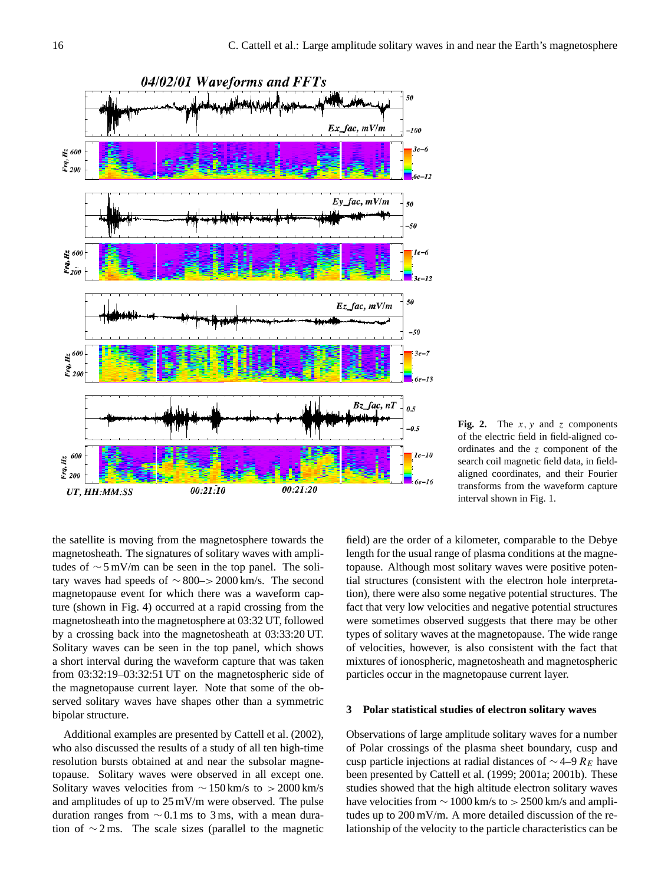**Fig. 2.** The $x$, $y$ and $z$ components of the electric field in field-aligned coordinates and the $z$ component of the search coil magnetic field data, in field-aligned coordinates, and their Fourier transforms from the waveform capture interval shown in Fig. 1.

the satellite is moving from the magnetosphere towards the magnetosheath. The signatures of solitary waves with amplitudes of ∼5 mV/m can be seen in the top panel. The solitary waves had speeds of ∼800–> 2000 km/s. The second magnetopause event for which there was a waveform capture (shown in Fig. 4) occurred at a rapid crossing from the magnetosheath into the magnetosphere at 03:32 UT, followed by a crossing back into the magnetosheath at 03:33:20 UT. Solitary waves can be seen in the top panel, which shows a short interval during the waveform capture that was taken from 03:32:19–03:32:51 UT on the magnetospheric side of the magnetopause current layer. Note that some of the observed solitary waves have shapes other than a symmetric bipolar structure.

Additional examples are presented by Cattell et al. (2002), who also discussed the results of a study of all ten high-time resolution bursts obtained at and near the subsolar magnetopause. Solitary waves were observed in all except one. Solitary waves velocities from ∼150 km/s to > 2000 km/s and amplitudes of up to 25 mV/m were observed. The pulse duration ranges from ∼0.1 ms to 3 ms, with a mean duration of ∼2 ms. The scale sizes (parallel to the magnetic field) are the order of a kilometer, comparable to the Debye length for the usual range of plasma conditions at the magnetopause. Although most solitary waves were positive potential structures (consistent with the electron hole interpretation), there were also some negative potential structures. The fact that very low velocities and negative potential structures were sometimes observed suggests that there may be other types of solitary waves at the magnetopause. The wide range of velocities, however, is also consistent with the fact that mixtures of ionospheric, magnetosheath and magnetospheric particles occur in the magnetopause current layer.

## 3 Polar statistical studies of electron solitary waves

Observations of large amplitude solitary waves for a number of Polar crossings of the plasma sheet boundary, cusp and cusp particle injections at radial distances of ∼4–9 $R_E$ have been presented by Cattell et al. (1999; 2001a; 2001b). These studies showed that the high altitude electron solitary waves have velocities from ∼1000 km/s to > 2500 km/s and amplitudes up to 200 mV/m. A more detailed discussion of the relationship of the velocity to the particle characteristics can be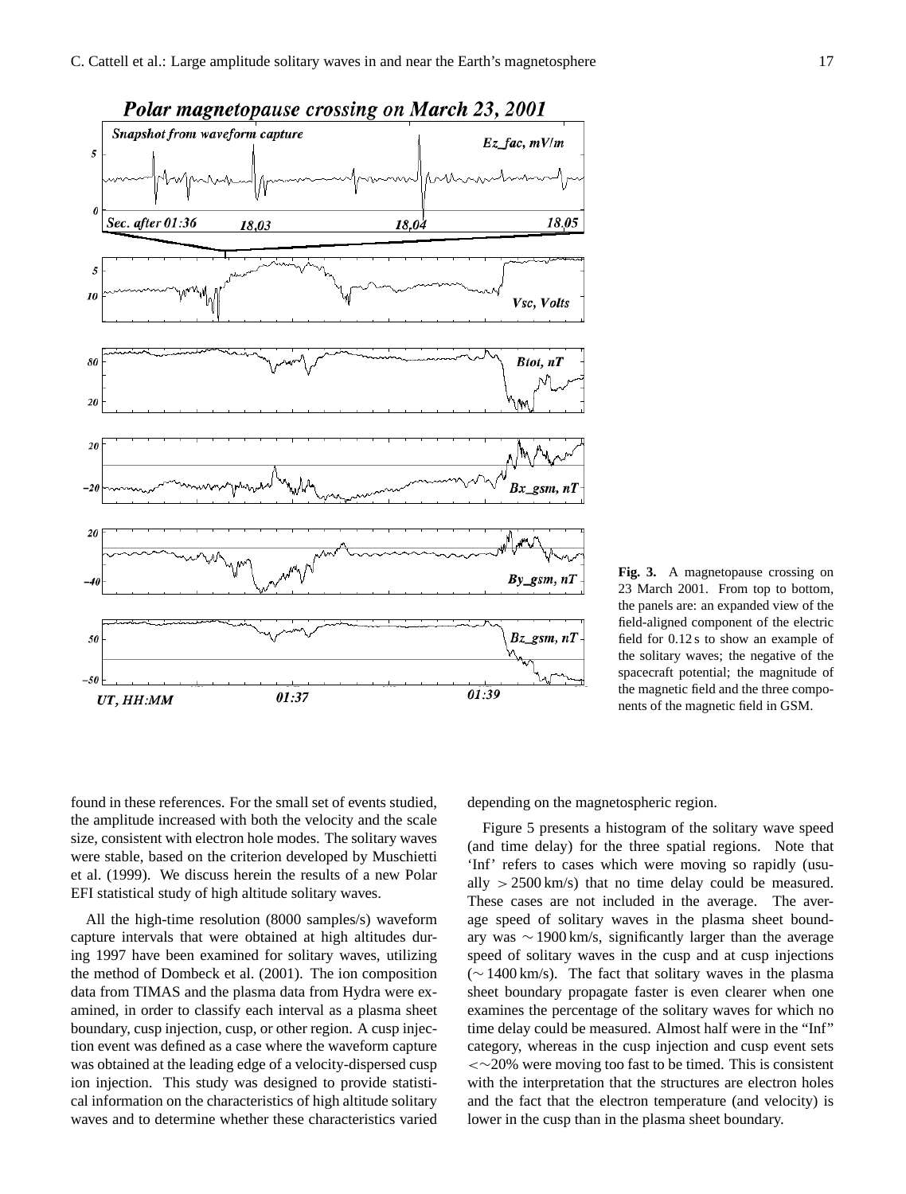**Fig. 3.** A magnetopause crossing on 23 March 2001. From top to bottom, the panels are: an expanded view of the field-aligned component of the electric field for 0.12 s to show an example of the solitary waves; the negative of the spacecraft potential; the magnitude of the magnetic field and the three components of the magnetic field in GSM.

found in these references. For the small set of events studied, the amplitude increased with both the velocity and the scale size, consistent with electron hole modes. The solitary waves were stable, based on the criterion developed by Muschietti et al. (1999). We discuss herein the results of a new Polar EFI statistical study of high altitude solitary waves.

All the high-time resolution (8000 samples/s) waveform capture intervals that were obtained at high altitudes during 1997 have been examined for solitary waves, utilizing the method of Dombeck et al. (2001). The ion composition data from TIMAS and the plasma data from Hydra were examined, in order to classify each interval as a plasma sheet boundary, cusp injection, cusp, or other region. A cusp injection event was defined as a case where the waveform capture was obtained at the leading edge of a velocity-dispersed cusp ion injection. This study was designed to provide statistical information on the characteristics of high altitude solitary waves and to determine whether these characteristics varied depending on the magnetospheric region.

Figure 5 presents a histogram of the solitary wave speed (and time delay) for the three spatial regions. Note that 'Inf' refers to cases which were moving so rapidly (usually $> 2500$ km/s) that no time delay could be measured. These cases are not included in the average. The average speed of solitary waves in the plasma sheet boundary was $\sim 1900$ km/s, significantly larger than the average speed of solitary waves in the cusp and at cusp injections ($\sim 1400$ km/s). The fact that solitary waves in the plasma sheet boundary propagate faster is even clearer when one examines the percentage of the solitary waves for which no time delay could be measured. Almost half were in the "Inf" category, whereas in the cusp injection and cusp event sets $<\sim$20% were moving too fast to be timed. This is consistent with the interpretation that the structures are electron holes and the fact that the electron temperature (and velocity) is lower in the cusp than in the plasma sheet boundary.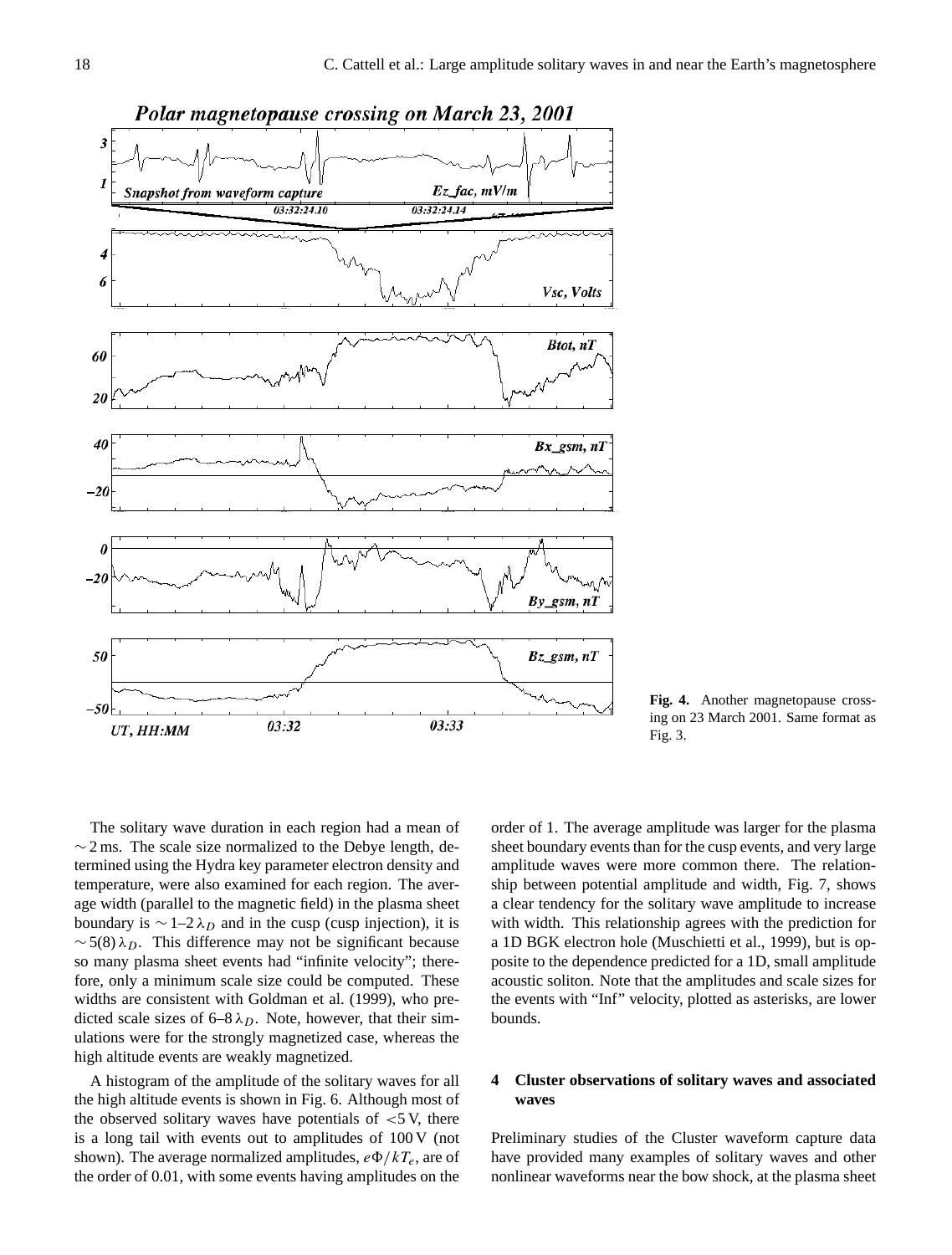**Fig. 4.** Another magnetopause crossing on 23 March 2001. Same format as Fig. 3.

The solitary wave duration in each region had a mean of $\sim 2$ ms. The scale size normalized to the Debye length, determined using the Hydra key parameter electron density and temperature, were also examined for each region. The average width (parallel to the magnetic field) in the plasma sheet boundary is $\sim 1$–$2\,\lambda_D$ and in the cusp (cusp injection), it is $\sim 5(8)\,\lambda_D$. This difference may not be significant because so many plasma sheet events had "infinite velocity"; therefore, only a minimum scale size could be computed. These widths are consistent with Goldman et al. (1999), who predicted scale sizes of 6–8 $\lambda_D$. Note, however, that their simulations were for the strongly magnetized case, whereas the high altitude events are weakly magnetized.

A histogram of the amplitude of the solitary waves for all the high altitude events is shown in Fig. 6. Although most of the observed solitary waves have potentials of $<5$ V, there is a long tail with events out to amplitudes of 100 V (not shown). The average normalized amplitudes, $e\Phi/kT_e$, are of the order of 0.01, with some events having amplitudes on the order of 1. The average amplitude was larger for the plasma sheet boundary events than for the cusp events, and very large amplitude waves were more common there. The relationship between potential amplitude and width, Fig. 7, shows a clear tendency for the solitary wave amplitude to increase with width. This relationship agrees with the prediction for a 1D BGK electron hole (Muschietti et al., 1999), but is opposite to the dependence predicted for a 1D, small amplitude acoustic soliton. Note that the amplitudes and scale sizes for the events with "Inf" velocity, plotted as asterisks, are lower bounds.

## 4 Cluster observations of solitary waves and associated waves

Preliminary studies of the Cluster waveform capture data have provided many examples of solitary waves and other nonlinear waveforms near the bow shock, at the plasma sheet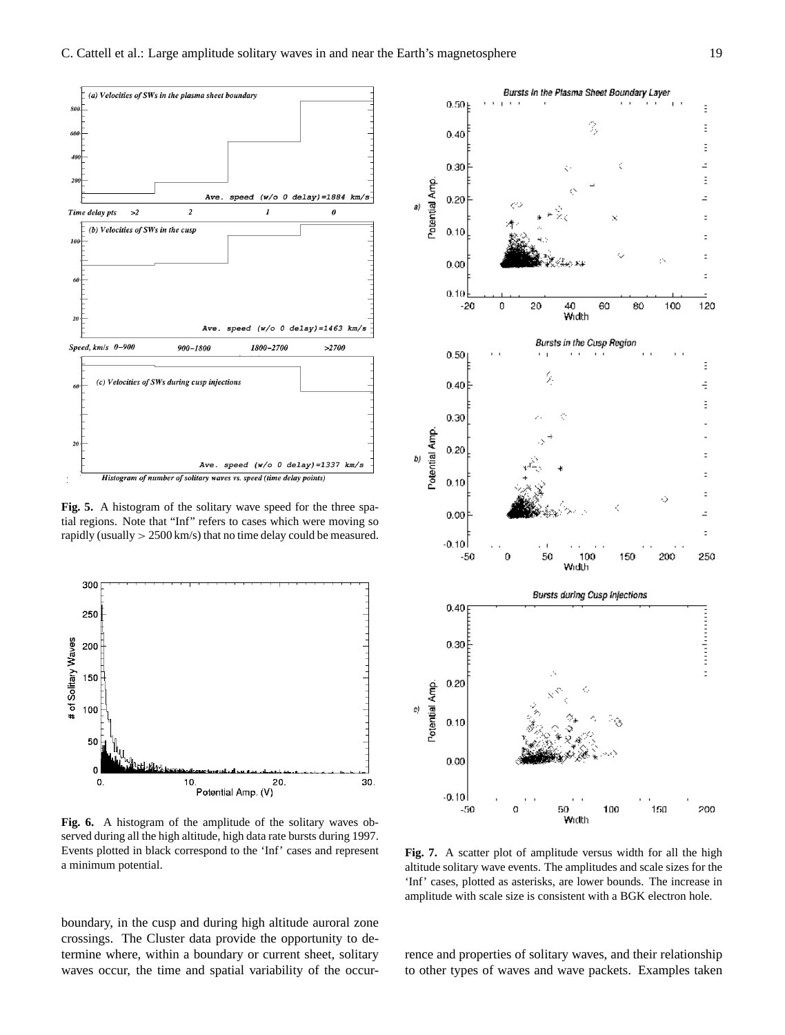**Fig. 5.** A histogram of the solitary wave speed for the three spatial regions. Note that "Inf" refers to cases which were moving so rapidly (usually $> 2500$ km/s) that no time delay could be measured.

**Fig. 6.** A histogram of the amplitude of the solitary waves observed during all the high altitude, high data rate bursts during 1997. Events plotted in black correspond to the 'Inf' cases and represent a minimum potential.

**Fig. 7.** A scatter plot of amplitude versus width for all the high altitude solitary wave events. The amplitudes and scale sizes for the 'Inf' cases, plotted as asterisks, are lower bounds. The increase in amplitude with scale size is consistent with a BGK electron hole.

boundary, in the cusp and during high altitude auroral zone crossings. The Cluster data provide the opportunity to determine where, within a boundary or current sheet, solitary waves occur, the time and spatial variability of the occurrence and properties of solitary waves, and their relationship to other types of waves and wave packets. Examples taken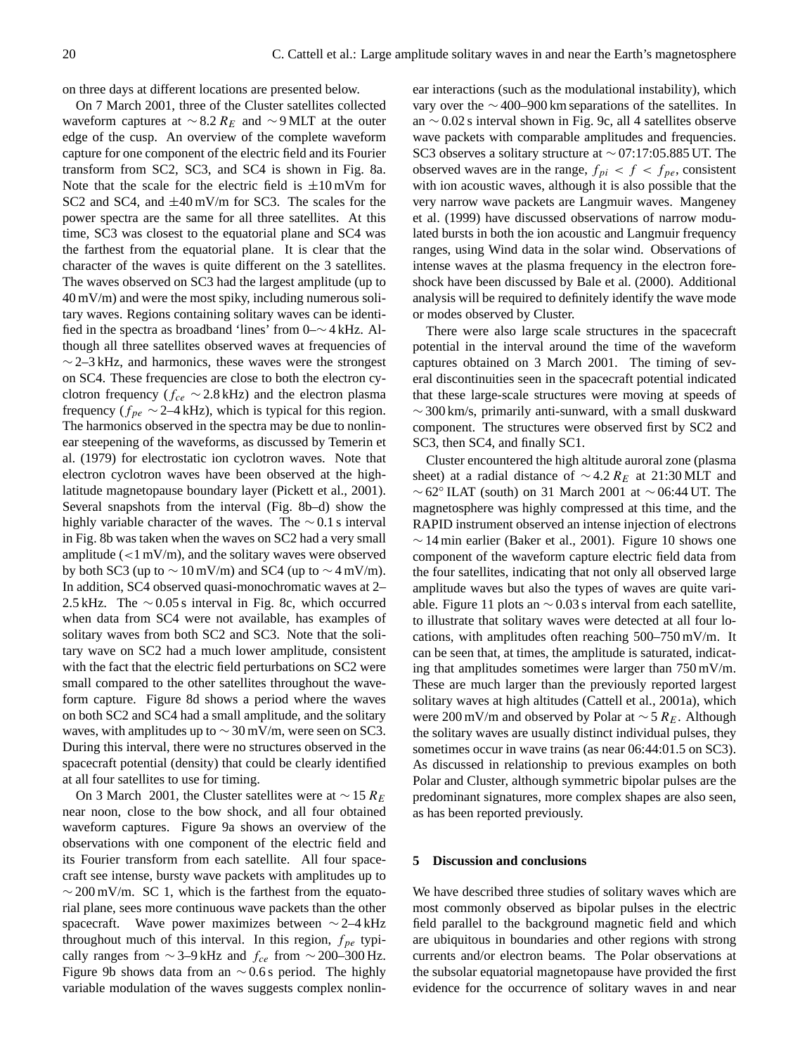on three days at different locations are presented below.

On 7 March 2001, three of the Cluster satellites collected waveform captures at $\sim 8.2\,R_E$ and $\sim 9$ MLT at the outer edge of the cusp. An overview of the complete waveform capture for one component of the electric field and its Fourier transform from SC2, SC3, and SC4 is shown in Fig. 8a. Note that the scale for the electric field is $\pm 10$ mVm for SC2 and SC4, and $\pm 40$ mV/m for SC3. The scales for the power spectra are the same for all three satellites. At this time, SC3 was closest to the equatorial plane and SC4 was the farthest from the equatorial plane. It is clear that the character of the waves is quite different on the 3 satellites. The waves observed on SC3 had the largest amplitude (up to 40 mV/m) and were the most spiky, including numerous solitary waves. Regions containing solitary waves can be identified in the spectra as broadband 'lines' from 0–$\sim$4 kHz. Although all three satellites observed waves at frequencies of $\sim$2–3 kHz, and harmonics, these waves were the strongest on SC4. These frequencies are close to both the electron cyclotron frequency ($f_{ce} \sim 2.8$ kHz) and the electron plasma frequency ($f_{pe} \sim 2$–4 kHz), which is typical for this region. The harmonics observed in the spectra may be due to nonlinear steepening of the waveforms, as discussed by Temerin et al. (1979) for electrostatic ion cyclotron waves. Note that electron cyclotron waves have been observed at the high-latitude magnetopause boundary layer (Pickett et al., 2001). Several snapshots from the interval (Fig. 8b–d) show the highly variable character of the waves. The $\sim 0.1$ s interval in Fig. 8b was taken when the waves on SC2 had a very small amplitude ($<1$ mV/m), and the solitary waves were observed by both SC3 (up to $\sim 10$ mV/m) and SC4 (up to $\sim 4$ mV/m). In addition, SC4 observed quasi-monochromatic waves at 2–2.5 kHz. The $\sim 0.05$ s interval in Fig. 8c, which occurred when data from SC4 were not available, has examples of solitary waves from both SC2 and SC3. Note that the solitary wave on SC2 had a much lower amplitude, consistent with the fact that the electric field perturbations on SC2 were small compared to the other satellites throughout the waveform capture. Figure 8d shows a period where the waves on both SC2 and SC4 had a small amplitude, and the solitary waves, with amplitudes up to $\sim 30$ mV/m, were seen on SC3. During this interval, there were no structures observed in the spacecraft potential (density) that could be clearly identified at all four satellites to use for timing.

On 3 March 2001, the Cluster satellites were at $\sim 15\,R_E$ near noon, close to the bow shock, and all four obtained waveform captures. Figure 9a shows an overview of the observations with one component of the electric field and its Fourier transform from each satellite. All four spacecraft see intense, bursty wave packets with amplitudes up to $\sim 200$ mV/m. SC 1, which is the farthest from the equatorial plane, sees more continuous wave packets than the other spacecraft. Wave power maximizes between $\sim 2$–4 kHz throughout much of this interval. In this region, $f_{pe}$ typically ranges from $\sim 3$–9 kHz and $f_{ce}$ from $\sim 200$–300 Hz. Figure 9b shows data from an $\sim 0.6$ s period. The highly variable modulation of the waves suggests complex nonlinear interactions (such as the modulational instability), which vary over the $\sim 400$–900 km separations of the satellites. In an $\sim 0.02$ s interval shown in Fig. 9c, all 4 satellites observe wave packets with comparable amplitudes and frequencies. SC3 observes a solitary structure at $\sim$07:17:05.885 UT. The observed waves are in the range, $f_{pi} < f < f_{pe}$, consistent with ion acoustic waves, although it is also possible that the very narrow wave packets are Langmuir waves. Mangeney et al. (1999) have discussed observations of narrow modulated bursts in both the ion acoustic and Langmuir frequency ranges, using Wind data in the solar wind. Observations of intense waves at the plasma frequency in the electron foreshock have been discussed by Bale et al. (2000). Additional analysis will be required to definitely identify the wave mode or modes observed by Cluster.

There were also large scale structures in the spacecraft potential in the interval around the time of the waveform captures obtained on 3 March 2001. The timing of several discontinuities seen in the spacecraft potential indicated that these large-scale structures were moving at speeds of $\sim 300$ km/s, primarily anti-sunward, with a small duskward component. The structures were observed first by SC2 and SC3, then SC4, and finally SC1.

Cluster encountered the high altitude auroral zone (plasma sheet) at a radial distance of $\sim 4.2\,R_E$ at 21:30 MLT and $\sim 62°$ ILAT (south) on 31 March 2001 at $\sim$06:44 UT. The magnetosphere was highly compressed at this time, and the RAPID instrument observed an intense injection of electrons $\sim 14$ min earlier (Baker et al., 2001). Figure 10 shows one component of the waveform capture electric field data from the four satellites, indicating that not only all observed large amplitude waves but also the types of waves are quite variable. Figure 11 plots an $\sim 0.03$ s interval from each satellite, to illustrate that solitary waves were detected at all four locations, with amplitudes often reaching 500–750 mV/m. It can be seen that, at times, the amplitude is saturated, indicating that amplitudes sometimes were larger than 750 mV/m. These are much larger than the previously reported largest solitary waves at high altitudes (Cattell et al., 2001a), which were 200 mV/m and observed by Polar at $\sim 5\,R_E$. Although the solitary waves are usually distinct individual pulses, they sometimes occur in wave trains (as near 06:44:01.5 on SC3). As discussed in relationship to previous examples on both Polar and Cluster, although symmetric bipolar pulses are the predominant signatures, more complex shapes are also seen, as has been reported previously.

## 5 Discussion and conclusions

We have described three studies of solitary waves which are most commonly observed as bipolar pulses in the electric field parallel to the background magnetic field and which are ubiquitous in boundaries and other regions with strong currents and/or electron beams. The Polar observations at the subsolar equatorial magnetopause have provided the first evidence for the occurrence of solitary waves in and near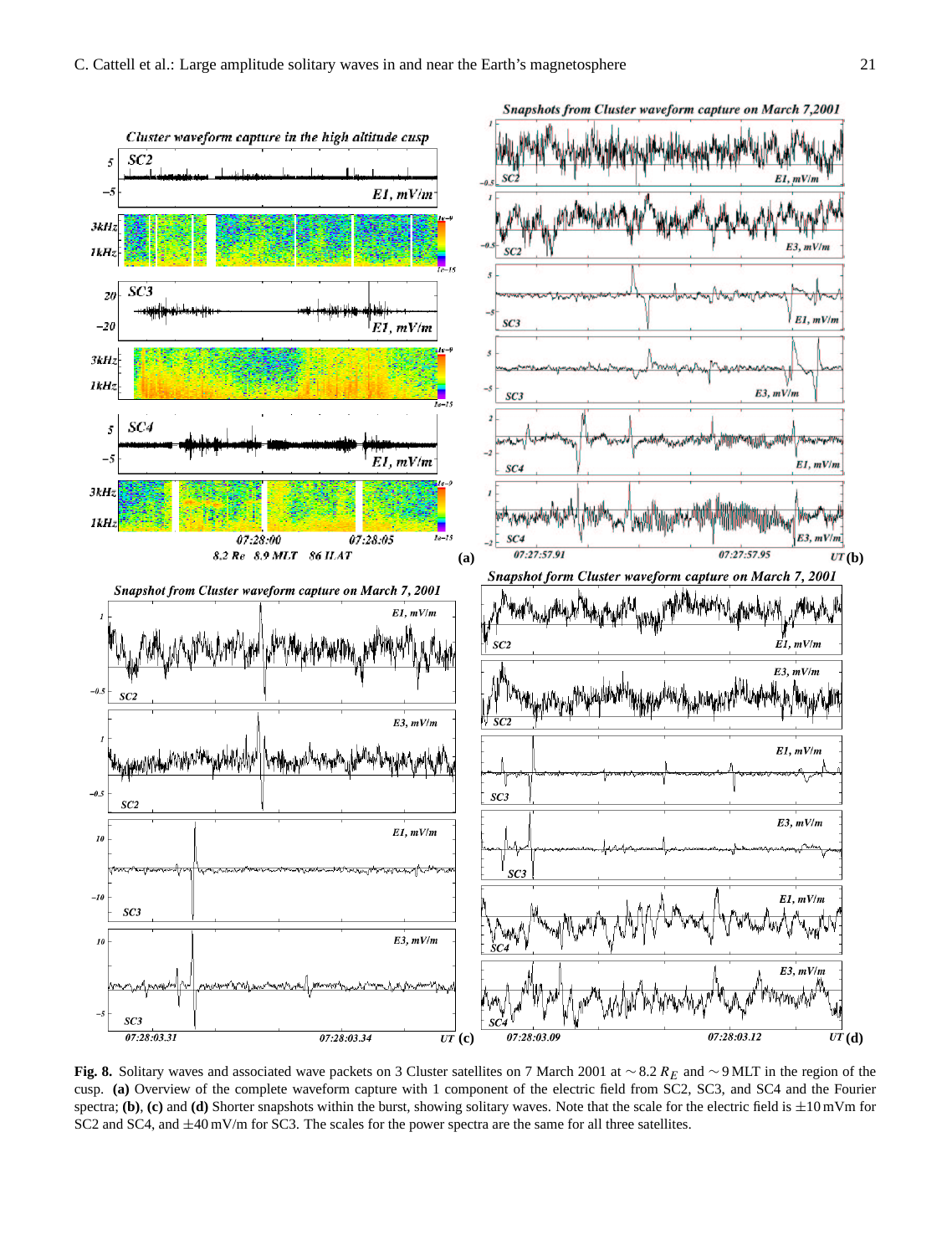**Fig. 8.** Solitary waves and associated wave packets on 3 Cluster satellites on 7 March 2001 at $\sim 8.2\ R_E$ and $\sim 9$ MLT in the region of the cusp. **(a)** Overview of the complete waveform capture with 1 component of the electric field from SC2, SC3, and SC4 and the Fourier spectra; **(b)**, **(c)** and **(d)** Shorter snapshots within the burst, showing solitary waves. Note that the scale for the electric field is $\pm 10$ mVm for SC2 and SC4, and $\pm 40$ mV/m for SC3. The scales for the power spectra are the same for all three satellites.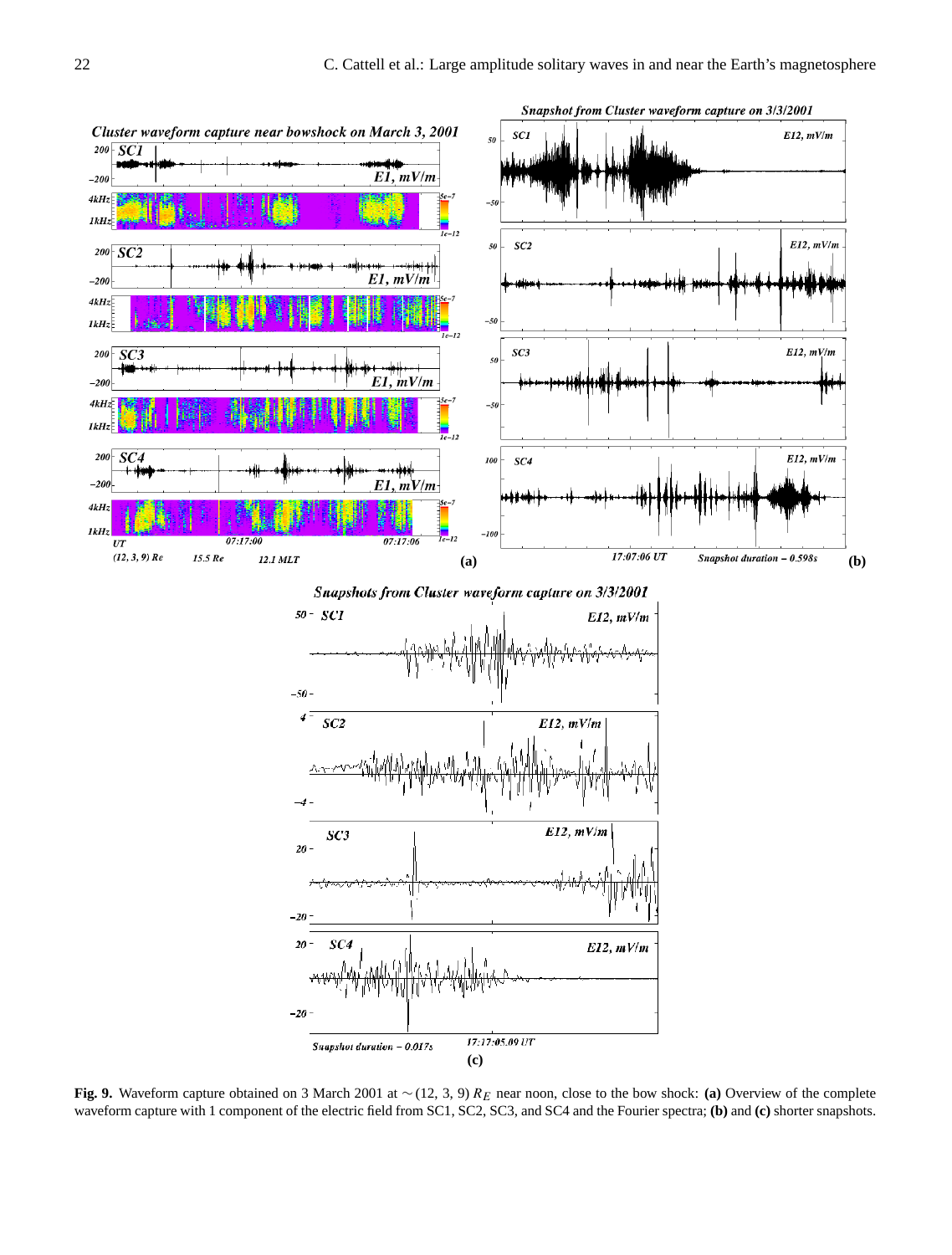**Fig. 9.** Waveform capture obtained on 3 March 2001 at $\sim$(12, 3, 9) $R_E$ near noon, close to the bow shock: **(a)** Overview of the complete waveform capture with 1 component of the electric field from SC1, SC2, SC3, and SC4 and the Fourier spectra; **(b)** and **(c)** shorter snapshots.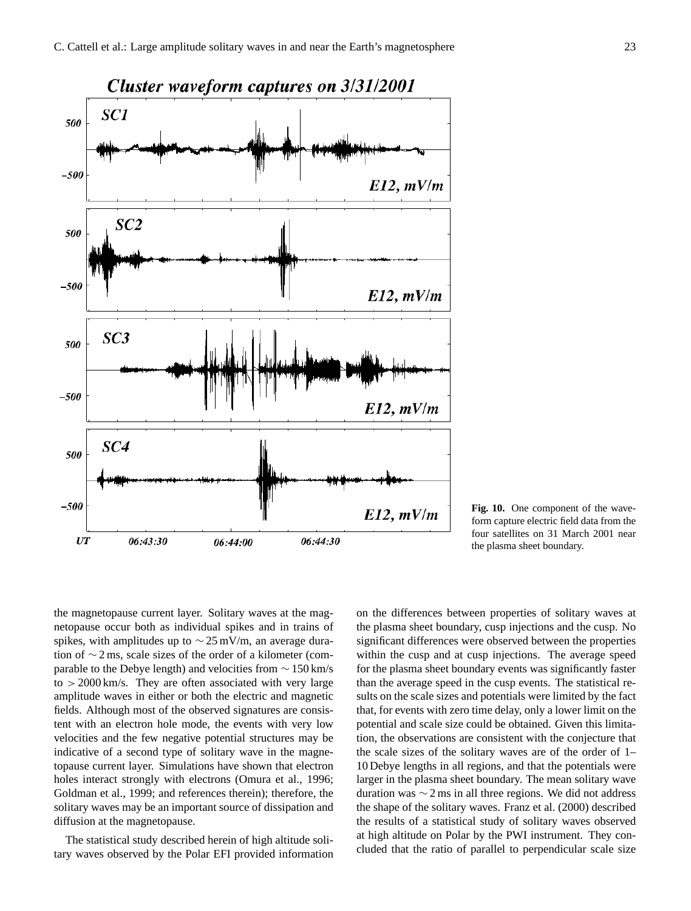**Fig. 10.** One component of the waveform capture electric field data from the four satellites on 31 March 2001 near the plasma sheet boundary.

the magnetopause current layer. Solitary waves at the magnetopause occur both as individual spikes and in trains of spikes, with amplitudes up to $\sim 25$ mV/m, an average duration of $\sim 2$ ms, scale sizes of the order of a kilometer (comparable to the Debye length) and velocities from $\sim 150$ km/s to $> 2000$ km/s. They are often associated with very large amplitude waves in either or both the electric and magnetic fields. Although most of the observed signatures are consistent with an electron hole mode, the events with very low velocities and the few negative potential structures may be indicative of a second type of solitary wave in the magnetopause current layer. Simulations have shown that electron holes interact strongly with electrons (Omura et al., 1996; Goldman et al., 1999; and references therein); therefore, the solitary waves may be an important source of dissipation and diffusion at the magnetopause.

The statistical study described herein of high altitude solitary waves observed by the Polar EFI provided information on the differences between properties of solitary waves at the plasma sheet boundary, cusp injections and the cusp. No significant differences were observed between the properties within the cusp and at cusp injections. The average speed for the plasma sheet boundary events was significantly faster than the average speed in the cusp events. The statistical results on the scale sizes and potentials were limited by the fact that, for events with zero time delay, only a lower limit on the potential and scale size could be obtained. Given this limitation, the observations are consistent with the conjecture that the scale sizes of the solitary waves are of the order of 1–10 Debye lengths in all regions, and that the potentials were larger in the plasma sheet boundary. The mean solitary wave duration was $\sim 2$ ms in all three regions. We did not address the shape of the solitary waves. Franz et al. (2000) described the results of a statistical study of solitary waves observed at high altitude on Polar by the PWI instrument. They concluded that the ratio of parallel to perpendicular scale size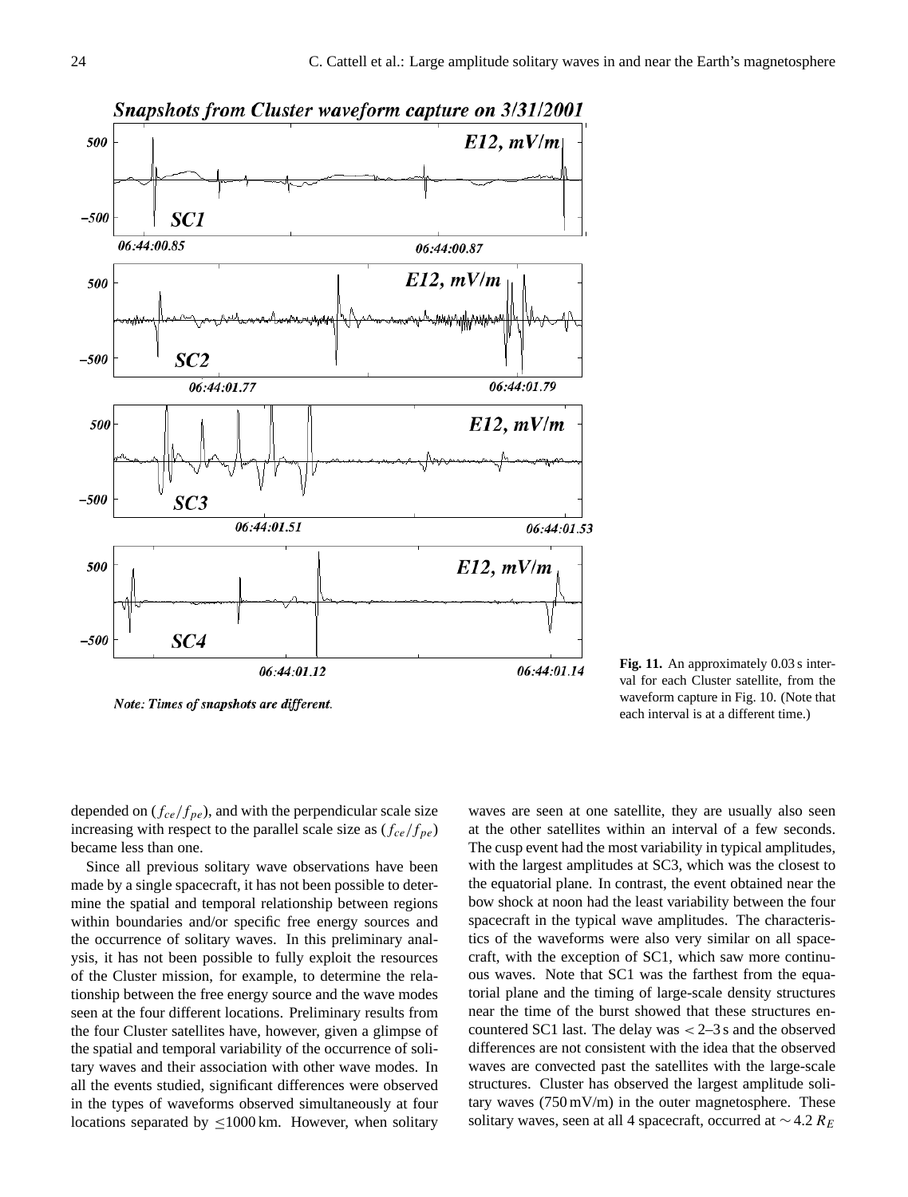Fig. 11. An approximately 0.03 s interval for each Cluster satellite, from the waveform capture in Fig. 10. (Note that each interval is at a different time.)

depended on ($f_{ce}/f_{pe}$), and with the perpendicular scale size increasing with respect to the parallel scale size as ($f_{ce}/f_{pe}$) became less than one.

Since all previous solitary wave observations have been made by a single spacecraft, it has not been possible to determine the spatial and temporal relationship between regions within boundaries and/or specific free energy sources and the occurrence of solitary waves. In this preliminary analysis, it has not been possible to fully exploit the resources of the Cluster mission, for example, to determine the relationship between the free energy source and the wave modes seen at the four different locations. Preliminary results from the four Cluster satellites have, however, given a glimpse of the spatial and temporal variability of the occurrence of solitary waves and their association with other wave modes. In all the events studied, significant differences were observed in the types of waveforms observed simultaneously at four locations separated by $\leq$1000 km. However, when solitary waves are seen at one satellite, they are usually also seen at the other satellites within an interval of a few seconds. The cusp event had the most variability in typical amplitudes, with the largest amplitudes at SC3, which was the closest to the equatorial plane. In contrast, the event obtained near the bow shock at noon had the least variability between the four spacecraft in the typical wave amplitudes. The characteristics of the waveforms were also very similar on all spacecraft, with the exception of SC1, which saw more continuous waves. Note that SC1 was the farthest from the equatorial plane and the timing of large-scale density structures near the time of the burst showed that these structures encountered SC1 last. The delay was $<$ 2–3 s and the observed differences are not consistent with the idea that the observed waves are convected past the satellites with the large-scale structures. Cluster has observed the largest amplitude solitary waves (750 mV/m) in the outer magnetosphere. These solitary waves, seen at all 4 spacecraft, occurred at $\sim$4.2 $R_E$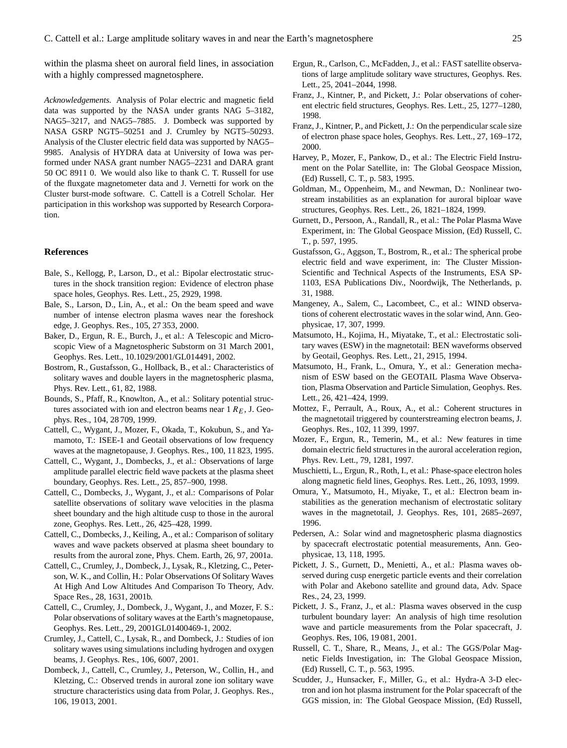within the plasma sheet on auroral field lines, in association with a highly compressed magnetosphere.

*Acknowledgements.* Analysis of Polar electric and magnetic field data was supported by the NASA under grants NAG 5–3182, NAG5–3217, and NAG5–7885. J. Dombeck was supported by NASA GSRP NGT5–50251 and J. Crumley by NGT5–50293. Analysis of the Cluster electric field data was supported by NAG5–9985. Analysis of HYDRA data at University of Iowa was performed under NASA grant number NAG5–2231 and DARA grant 50 OC 8911 0. We would also like to thank C. T. Russell for use of the fluxgate magnetometer data and J. Vernetti for work on the Cluster burst-mode software. C. Cattell is a Cotrell Scholar. Her participation in this workshop was supported by Research Corporation.

## References

Bale, S., Kellogg, P., Larson, D., et al.: Bipolar electrostatic structures in the shock transition region: Evidence of electron phase space holes, Geophys. Res. Lett., 25, 2929, 1998.

Bale, S., Larson, D., Lin, A., et al.: On the beam speed and wave number of intense electron plasma waves near the foreshock edge, J. Geophys. Res., 105, 27 353, 2000.

Baker, D., Ergun, R. E., Burch, J., et al.: A Telescopic and Microscopic View of a Magnetospheric Substorm on 31 March 2001, Geophys. Res. Lett., 10.1029/2001/GL014491, 2002.

Bostrom, R., Gustafsson, G., Hollback, B., et al.: Characteristics of solitary waves and double layers in the magnetospheric plasma, Phys. Rev. Lett., 61, 82, 1988.

Bounds, S., Pfaff, R., Knowlton, A., et al.: Solitary potential structures associated with ion and electron beams near 1 $R_E$, J. Geophys. Res., 104, 28 709, 1999.

Cattell, C., Wygant, J., Mozer, F., Okada, T., Kokubun, S., and Yamamoto, T.: ISEE-1 and Geotail observations of low frequency waves at the magnetopause, J. Geophys. Res., 100, 11 823, 1995.

Cattell, C., Wygant, J., Dombecks, J., et al.: Observations of large amplitude parallel electric field wave packets at the plasma sheet boundary, Geophys. Res. Lett., 25, 857–900, 1998.

Cattell, C., Dombecks, J., Wygant, J., et al.: Comparisons of Polar satellite observations of solitary wave velocities in the plasma sheet boundary and the high altitude cusp to those in the auroral zone, Geophys. Res. Lett., 26, 425–428, 1999.

Cattell, C., Dombecks, J., Keiling, A., et al.: Comparison of solitary waves and wave packets observed at plasma sheet boundary to results from the auroral zone, Phys. Chem. Earth, 26, 97, 2001a.

Cattell, C., Crumley, J., Dombeck, J., Lysak, R., Kletzing, C., Peterson, W. K., and Collin, H.: Polar Observations Of Solitary Waves At High And Low Altitudes And Comparison To Theory, Adv. Space Res., 28, 1631, 2001b.

Cattell, C., Crumley, J., Dombeck, J., Wygant, J., and Mozer, F. S.: Polar observations of solitary waves at the Earth's magnetopause, Geophys. Res. Lett., 29, 2001GL01400469-1, 2002.

Crumley, J., Cattell, C., Lysak, R., and Dombeck, J.: Studies of ion solitary waves using simulations including hydrogen and oxygen beams, J. Geophys. Res., 106, 6007, 2001.

Dombeck, J., Cattell, C., Crumley, J., Peterson, W., Collin, H., and Kletzing, C.: Observed trends in auroral zone ion solitary wave structure characteristics using data from Polar, J. Geophys. Res., 106, 19 013, 2001.

Ergun, R., Carlson, C., McFadden, J., et al.: FAST satellite observations of large amplitude solitary wave structures, Geophys. Res. Lett., 25, 2041–2044, 1998.

Franz, J., Kintner, P., and Pickett, J.: Polar observations of coherent electric field structures, Geophys. Res. Lett., 25, 1277–1280, 1998.

Franz, J., Kintner, P., and Pickett, J.: On the perpendicular scale size of electron phase space holes, Geophys. Res. Lett., 27, 169–172, 2000.

Harvey, P., Mozer, F., Pankow, D., et al.: The Electric Field Instrument on the Polar Satellite, in: The Global Geospace Mission, (Ed) Russell, C. T., p. 583, 1995.

Goldman, M., Oppenheim, M., and Newman, D.: Nonlinear two-stream instabilities as an explanation for auroral biploar wave structures, Geophys. Res. Lett., 26, 1821–1824, 1999.

Gurnett, D., Persoon, A., Randall, R., et al.: The Polar Plasma Wave Experiment, in: The Global Geospace Mission, (Ed) Russell, C. T., p. 597, 1995.

Gustafsson, G., Aggson, T., Bostrom, R., et al.: The spherical probe electric field and wave experiment, in: The Cluster Mission-Scientific and Technical Aspects of the Instruments, ESA SP-1103, ESA Publications Div., Noordwijk, The Netherlands, p. 31, 1988.

Mangeney, A., Salem, C., Lacombeet, C., et al.: WIND observations of coherent electrostatic waves in the solar wind, Ann. Geophysicae, 17, 307, 1999.

Matsumoto, H., Kojima, H., Miyatake, T., et al.: Electrostatic solitary waves (ESW) in the magnetotail: BEN waveforms observed by Geotail, Geophys. Res. Lett., 21, 2915, 1994.

Matsumoto, H., Frank, L., Omura, Y., et al.: Generation mechanism of ESW based on the GEOTAIL Plasma Wave Observation, Plasma Observation and Particle Simulation, Geophys. Res. Lett., 26, 421–424, 1999.

Mottez, F., Perrault, A., Roux, A., et al.: Coherent structures in the magnetotail triggered by counterstreaming electron beams, J. Geophys. Res., 102, 11 399, 1997.

Mozer, F., Ergun, R., Temerin, M., et al.: New features in time domain electric field structures in the auroral acceleration region, Phys. Rev. Lett., 79, 1281, 1997.

Muschietti, L., Ergun, R., Roth, I., et al.: Phase-space electron holes along magnetic field lines, Geophys. Res. Lett., 26, 1093, 1999.

Omura, Y., Matsumoto, H., Miyake, T., et al.: Electron beam instabilities as the generation mechanism of electrostatic solitary waves in the magnetotail, J. Geophys. Res, 101, 2685–2697, 1996.

Pedersen, A.: Solar wind and magnetospheric plasma diagnostics by spacecraft electrostatic potential measurements, Ann. Geophysicae, 13, 118, 1995.

Pickett, J. S., Gurnett, D., Menietti, A., et al.: Plasma waves observed during cusp energetic particle events and their correlation with Polar and Akebono satellite and ground data, Adv. Space Res., 24, 23, 1999.

Pickett, J. S., Franz, J., et al.: Plasma waves observed in the cusp turbulent boundary layer: An analysis of high time resolution wave and particle measurements from the Polar spacecraft, J. Geophys. Res, 106, 19 081, 2001.

Russell, C. T., Share, R., Means, J., et al.: The GGS/Polar Magnetic Fields Investigation, in: The Global Geospace Mission, (Ed) Russell, C. T., p. 563, 1995.

Scudder, J., Hunsacker, F., Miller, G., et al.: Hydra-A 3-D electron and ion hot plasma instrument for the Polar spacecraft of the GGS mission, in: The Global Geospace Mission, (Ed) Russell,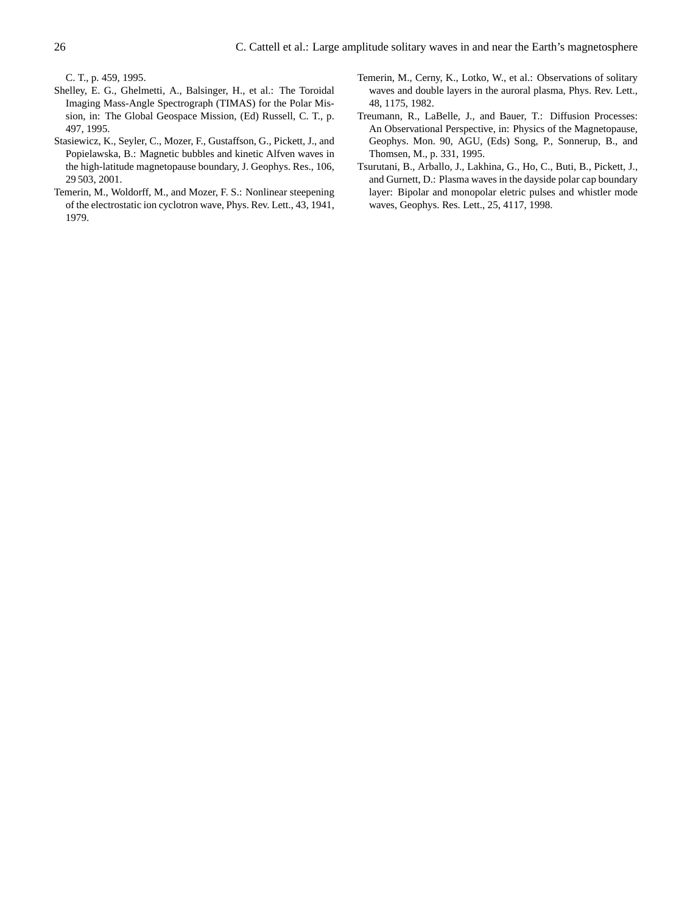C. T., p. 459, 1995.

Shelley, E. G., Ghelmetti, A., Balsinger, H., et al.: The Toroidal Imaging Mass-Angle Spectrograph (TIMAS) for the Polar Mission, in: The Global Geospace Mission, (Ed) Russell, C. T., p. 497, 1995.

Stasiewicz, K., Seyler, C., Mozer, F., Gustaffson, G., Pickett, J., and Popielawska, B.: Magnetic bubbles and kinetic Alfven waves in the high-latitude magnetopause boundary, J. Geophys. Res., 106, 29 503, 2001.

Temerin, M., Woldorff, M., and Mozer, F. S.: Nonlinear steepening of the electrostatic ion cyclotron wave, Phys. Rev. Lett., 43, 1941, 1979.

Temerin, M., Cerny, K., Lotko, W., et al.: Observations of solitary waves and double layers in the auroral plasma, Phys. Rev. Lett., 48, 1175, 1982.

Treumann, R., LaBelle, J., and Bauer, T.: Diffusion Processes: An Observational Perspective, in: Physics of the Magnetopause, Geophys. Mon. 90, AGU, (Eds) Song, P., Sonnerup, B., and Thomsen, M., p. 331, 1995.

Tsurutani, B., Arballo, J., Lakhina, G., Ho, C., Buti, B., Pickett, J., and Gurnett, D.: Plasma waves in the dayside polar cap boundary layer: Bipolar and monopolar eletric pulses and whistler mode waves, Geophys. Res. Lett., 25, 4117, 1998.